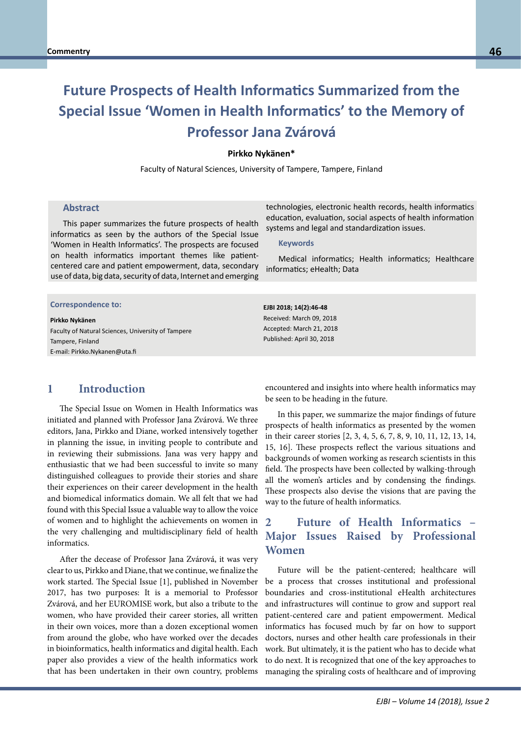# Future Prospects of Health Informatics Summarized from the Special Issue 'Women in Health Informatics' to the Memory of Professor Jana Zvárová

**Pirkko Nykänen***

Faculty of Natural Sciences, University of Tampere, Tampere, Finland

## Abstract

This paper summarizes the future prospects of health informatics as seen by the authors of the Special Issue 'Women in Health Informatics'. The prospects are focused on health informatics important themes like patient-centered care and patient empowerment, data, secondary use of data, big data, security of data, Internet and emerging technologies, electronic health records, health informatics education, evaluation, social aspects of health information systems and legal and standardization issues.

### Keywords

Medical informatics; Health informatics; Healthcare informatics; eHealth; Data

**Correspondence to:**

**Pirkko Nykänen**
Faculty of Natural Sciences, University of Tampere
Tampere, Finland
E-mail: Pirkko.Nykanen@uta.fi

**EJBI 2018; 14(2):46-48**
Received: March 09, 2018
Accepted: March 21, 2018
Published: April 30, 2018

## 1 Introduction

The Special Issue on Women in Health Informatics was initiated and planned with Professor Jana Zvárová. We three editors, Jana, Pirkko and Diane, worked intensively together in planning the issue, in inviting people to contribute and in reviewing their submissions. Jana was very happy and enthusiastic that we had been successful to invite so many distinguished colleagues to provide their stories and share their experiences on their career development in the health and biomedical informatics domain. We all felt that we had found with this Special Issue a valuable way to allow the voice of women and to highlight the achievements on women in the very challenging and multidisciplinary field of health informatics.

After the decease of Professor Jana Zvárová, it was very clear to us, Pirkko and Diane, that we continue, we finalize the work started. The Special Issue [1], published in November 2017, has two purposes: It is a memorial to Professor Zvárová, and her EUROMISE work, but also a tribute to the women, who have provided their career stories, all written in their own voices, more than a dozen exceptional women from around the globe, who have worked over the decades in bioinformatics, health informatics and digital health. Each paper also provides a view of the health informatics work that has been undertaken in their own country, problems encountered and insights into where health informatics may be seen to be heading in the future.

In this paper, we summarize the major findings of future prospects of health informatics as presented by the women in their career stories [2, 3, 4, 5, 6, 7, 8, 9, 10, 11, 12, 13, 14, 15, 16]. These prospects reflect the various situations and backgrounds of women working as research scientists in this field. The prospects have been collected by walking-through all the women's articles and by condensing the findings. These prospects also devise the visions that are paving the way to the future of health informatics.

## 2 Future of Health Informatics – Major Issues Raised by Professional Women

Future will be the patient-centered; healthcare will be a process that crosses institutional and professional boundaries and cross-institutional eHealth architectures and infrastructures will continue to grow and support real patient-centered care and patient empowerment. Medical informatics has focused much by far on how to support doctors, nurses and other health care professionals in their work. But ultimately, it is the patient who has to decide what to do next. It is recognized that one of the key approaches to managing the spiraling costs of healthcare and of improving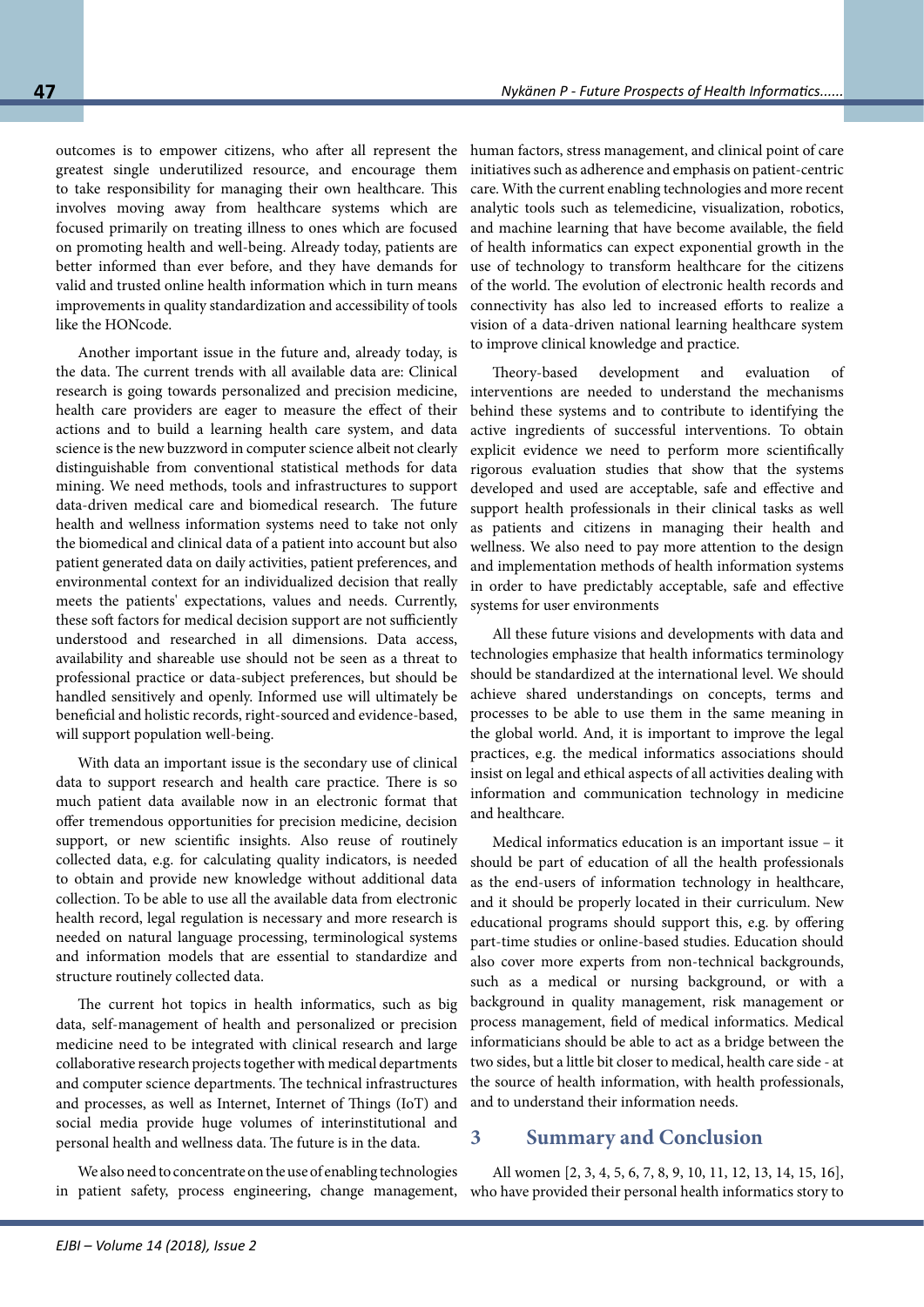outcomes is to empower citizens, who after all represent the greatest single underutilized resource, and encourage them to take responsibility for managing their own healthcare. This involves moving away from healthcare systems which are focused primarily on treating illness to ones which are focused on promoting health and well-being. Already today, patients are better informed than ever before, and they have demands for valid and trusted online health information which in turn means improvements in quality standardization and accessibility of tools like the HONcode.

Another important issue in the future and, already today, is the data. The current trends with all available data are: Clinical research is going towards personalized and precision medicine, health care providers are eager to measure the effect of their actions and to build a learning health care system, and data science is the new buzzword in computer science albeit not clearly distinguishable from conventional statistical methods for data mining. We need methods, tools and infrastructures to support data-driven medical care and biomedical research. The future health and wellness information systems need to take not only the biomedical and clinical data of a patient into account but also patient generated data on daily activities, patient preferences, and environmental context for an individualized decision that really meets the patients' expectations, values and needs. Currently, these soft factors for medical decision support are not sufficiently understood and researched in all dimensions. Data access, availability and shareable use should not be seen as a threat to professional practice or data-subject preferences, but should be handled sensitively and openly. Informed use will ultimately be beneficial and holistic records, right-sourced and evidence-based, will support population well-being.

With data an important issue is the secondary use of clinical data to support research and health care practice. There is so much patient data available now in an electronic format that offer tremendous opportunities for precision medicine, decision support, or new scientific insights. Also reuse of routinely collected data, e.g. for calculating quality indicators, is needed to obtain and provide new knowledge without additional data collection. To be able to use all the available data from electronic health record, legal regulation is necessary and more research is needed on natural language processing, terminological systems and information models that are essential to standardize and structure routinely collected data.

The current hot topics in health informatics, such as big data, self-management of health and personalized or precision medicine need to be integrated with clinical research and large collaborative research projects together with medical departments and computer science departments. The technical infrastructures and processes, as well as Internet, Internet of Things (IoT) and social media provide huge volumes of interinstitutional and personal health and wellness data. The future is in the data.

We also need to concentrate on the use of enabling technologies in patient safety, process engineering, change management, human factors, stress management, and clinical point of care initiatives such as adherence and emphasis on patient-centric care. With the current enabling technologies and more recent analytic tools such as telemedicine, visualization, robotics, and machine learning that have become available, the field of health informatics can expect exponential growth in the use of technology to transform healthcare for the citizens of the world. The evolution of electronic health records and connectivity has also led to increased efforts to realize a vision of a data-driven national learning healthcare system to improve clinical knowledge and practice.

Theory-based development and evaluation of interventions are needed to understand the mechanisms behind these systems and to contribute to identifying the active ingredients of successful interventions. To obtain explicit evidence we need to perform more scientifically rigorous evaluation studies that show that the systems developed and used are acceptable, safe and effective and support health professionals in their clinical tasks as well as patients and citizens in managing their health and wellness. We also need to pay more attention to the design and implementation methods of health information systems in order to have predictably acceptable, safe and effective systems for user environments

All these future visions and developments with data and technologies emphasize that health informatics terminology should be standardized at the international level. We should achieve shared understandings on concepts, terms and processes to be able to use them in the same meaning in the global world. And, it is important to improve the legal practices, e.g. the medical informatics associations should insist on legal and ethical aspects of all activities dealing with information and communication technology in medicine and healthcare.

Medical informatics education is an important issue – it should be part of education of all the health professionals as the end-users of information technology in healthcare, and it should be properly located in their curriculum. New educational programs should support this, e.g. by offering part-time studies or online-based studies. Education should also cover more experts from non-technical backgrounds, such as a medical or nursing background, or with a background in quality management, risk management or process management, field of medical informatics. Medical informaticians should be able to act as a bridge between the two sides, but a little bit closer to medical, health care side - at the source of health information, with health professionals, and to understand their information needs.

## 3 Summary and Conclusion

All women [2, 3, 4, 5, 6, 7, 8, 9, 10, 11, 12, 13, 14, 15, 16], who have provided their personal health informatics story to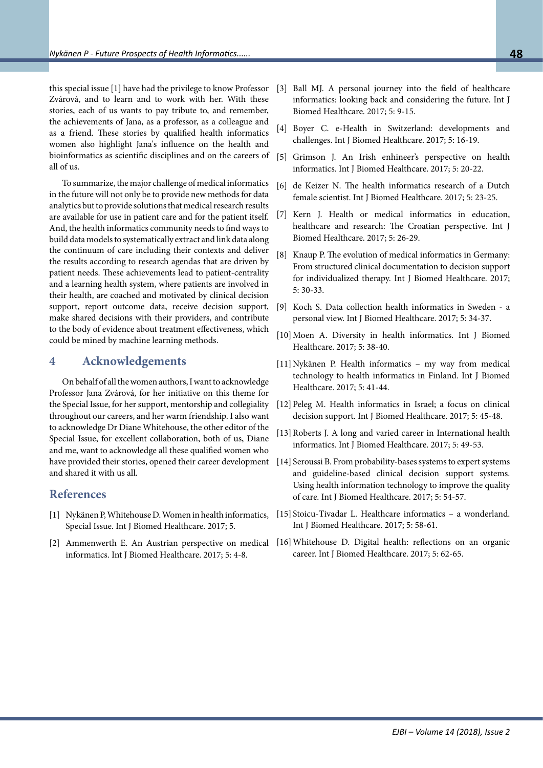this special issue [1] have had the privilege to know Professor Zvárová, and to learn and to work with her. With these stories, each of us wants to pay tribute to, and remember, the achievements of Jana, as a professor, as a colleague and as a friend. These stories by qualified health informatics women also highlight Jana's influence on the health and bioinformatics as scientific disciplines and on the careers of all of us.

To summarize, the major challenge of medical informatics in the future will not only be to provide new methods for data analytics but to provide solutions that medical research results are available for use in patient care and for the patient itself. And, the health informatics community needs to find ways to build data models to systematically extract and link data along the continuum of care including their contexts and deliver the results according to research agendas that are driven by patient needs. These achievements lead to patient-centrality and a learning health system, where patients are involved in their health, are coached and motivated by clinical decision support, report outcome data, receive decision support, make shared decisions with their providers, and contribute to the body of evidence about treatment effectiveness, which could be mined by machine learning methods.

## 4 Acknowledgements

On behalf of all the women authors, I want to acknowledge Professor Jana Zvárová, for her initiative on this theme for the Special Issue, for her support, mentorship and collegiality throughout our careers, and her warm friendship. I also want to acknowledge Dr Diane Whitehouse, the other editor of the Special Issue, for excellent collaboration, both of us, Diane and me, want to acknowledge all these qualified women who have provided their stories, opened their career development and shared it with us all.

## References

[1] Nykänen P, Whitehouse D. Women in health informatics, Special Issue. Int J Biomed Healthcare. 2017; 5.

[2] Ammenwerth E. An Austrian perspective on medical informatics. Int J Biomed Healthcare. 2017; 5: 4-8.

[3] Ball MJ. A personal journey into the field of healthcare informatics: looking back and considering the future. Int J Biomed Healthcare. 2017; 5: 9-15.

[4] Boyer C. e-Health in Switzerland: developments and challenges. Int J Biomed Healthcare. 2017; 5: 16-19.

[5] Grimson J. An Irish enhineer's perspective on health informatics. Int J Biomed Healthcare. 2017; 5: 20-22.

[6] de Keizer N. The health informatics research of a Dutch female scientist. Int J Biomed Healthcare. 2017; 5: 23-25.

[7] Kern J. Health or medical informatics in education, healthcare and research: The Croatian perspective. Int J Biomed Healthcare. 2017; 5: 26-29.

[8] Knaup P. The evolution of medical informatics in Germany: From structured clinical documentation to decision support for individualized therapy. Int J Biomed Healthcare. 2017; 5: 30-33.

[9] Koch S. Data collection health informatics in Sweden - a personal view. Int J Biomed Healthcare. 2017; 5: 34-37.

[10] Moen A. Diversity in health informatics. Int J Biomed Healthcare. 2017; 5: 38-40.

[11] Nykänen P. Health informatics – my way from medical technology to health informatics in Finland. Int J Biomed Healthcare. 2017; 5: 41-44.

[12] Peleg M. Health informatics in Israel; a focus on clinical decision support. Int J Biomed Healthcare. 2017; 5: 45-48.

[13] Roberts J. A long and varied career in International health informatics. Int J Biomed Healthcare. 2017; 5: 49-53.

[14] Seroussi B. From probability-bases systems to expert systems and guideline-based clinical decision support systems. Using health information technology to improve the quality of care. Int J Biomed Healthcare. 2017; 5: 54-57.

[15] Stoicu-Tivadar L. Healthcare informatics – a wonderland. Int J Biomed Healthcare. 2017; 5: 58-61.

[16] Whitehouse D. Digital health: reflections on an organic career. Int J Biomed Healthcare. 2017; 5: 62-65.